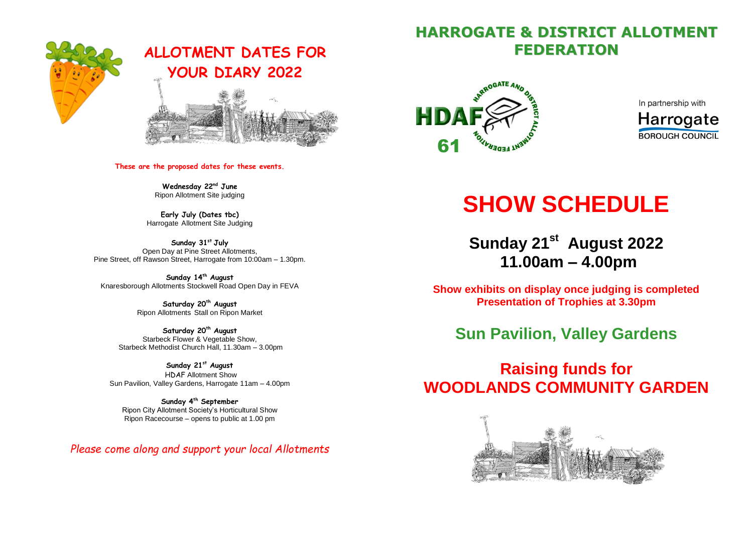# ALLOTMENT DATES FOR YOUR DIARY 2022

**These are the proposed dates for these events.**

**Wednesday 22nd June**
Ripon Allotment Site judging

**Early July (Dates tbc)**
Harrogate Allotment Site Judging

**Sunday 31st July**
Open Day at Pine Street Allotments,
Pine Street, off Rawson Street, Harrogate from 10:00am – 1.30pm.

**Sunday 14th August**
Knaresborough Allotments Stockwell Road Open Day in FEVA

**Saturday 20th August**
Ripon Allotments Stall on Ripon Market

**Saturday 20th August**
Starbeck Flower & Vegetable Show,
Starbeck Methodist Church Hall, 11.30am – 3.00pm

**Sunday 21st August**
HDAF Allotment Show
Sun Pavilion, Valley Gardens, Harrogate 11am – 4.00pm

**Sunday 4th September**
Ripon City Allotment Society's Horticultural Show
Ripon Racecourse – opens to public at 1.00 pm

*Please come along and support your local Allotments*

# HARROGATE & DISTRICT ALLOTMENT FEDERATION

HDAF 61 – Harrogate and District Allotment Federation

In partnership with Harrogate Borough Council

# SHOW SCHEDULE

## Sunday 21st August 2022
## 11.00am – 4.00pm

**Show exhibits on display once judging is completed**
**Presentation of Trophies at 3.30pm**

## Sun Pavilion, Valley Gardens

## Raising funds for WOODLANDS COMMUNITY GARDEN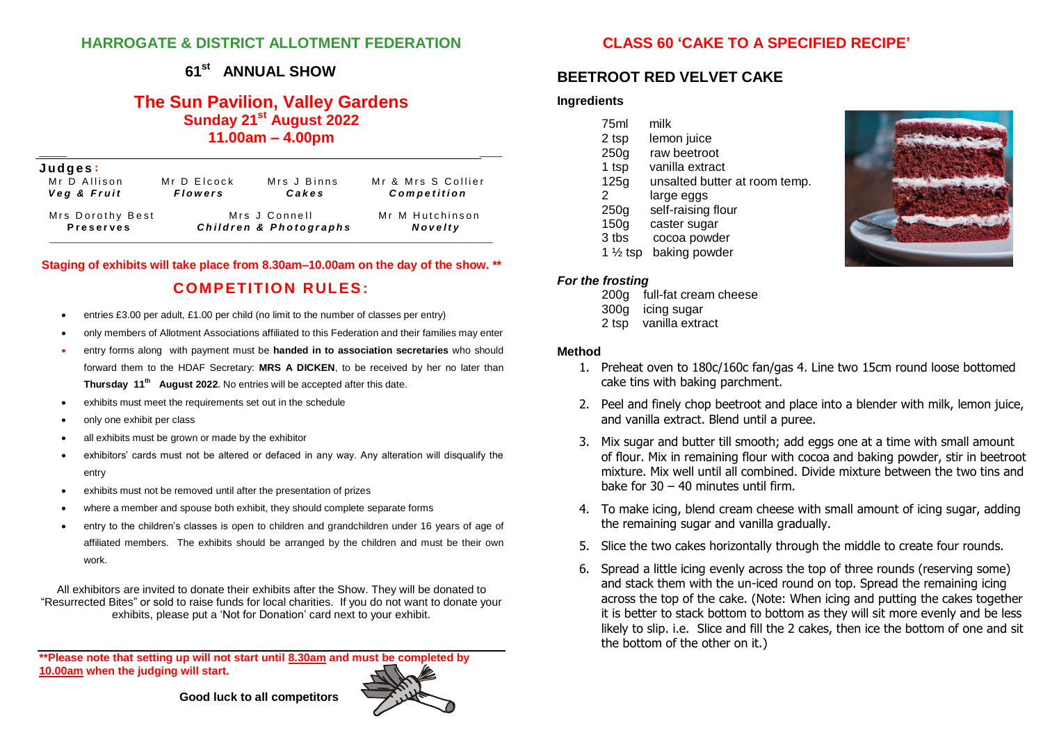## HARROGATE & DISTRICT ALLOTMENT FEDERATION

### 61st ANNUAL SHOW

## The Sun Pavilion, Valley Gardens

### Sunday 21st August 2022

### 11.00am – 4.00pm

**Judges:**

| | | | |
|---|---|---|---|
| Mr D Allison<br>***Veg & Fruit*** | Mr D Elcock<br>***Flowers*** | Mrs J Binns<br>***Cakes*** | Mr & Mrs S Collier<br>***Competition*** |
| Mrs Dorothy Best<br>**Preserves** | Mrs J Connell<br>***Children & Photographs*** | | Mr M Hutchinson<br>***Novelty*** |

**Staging of exhibits will take place from 8.30am–10.00am on the day of the show. \*\***

## COMPETITION RULES:

- entries £3.00 per adult, £1.00 per child (no limit to the number of classes per entry)
- only members of Allotment Associations affiliated to this Federation and their families may enter
- entry forms along with payment must be **handed in to association secretaries** who should forward them to the HDAF Secretary: **MRS A DICKEN**, to be received by her no later than **Thursday 11th August 2022**. No entries will be accepted after this date.
- exhibits must meet the requirements set out in the schedule
- only one exhibit per class
- all exhibits must be grown or made by the exhibitor
- exhibitors' cards must not be altered or defaced in any way. Any alteration will disqualify the entry
- exhibits must not be removed until after the presentation of prizes
- where a member and spouse both exhibit, they should complete separate forms
- entry to the children's classes is open to children and grandchildren under 16 years of age of affiliated members. The exhibits should be arranged by the children and must be their own work.

All exhibitors are invited to donate their exhibits after the Show. They will be donated to "Resurrected Bites" or sold to raise funds for local charities. If you do not want to donate your exhibits, please put a 'Not for Donation' card next to your exhibit.

**\*\*Please note that setting up will not start until 8.30am and must be completed by 10.00am when the judging will start.**

**Good luck to all competitors**

## CLASS 60 'CAKE TO A SPECIFIED RECIPE'

## BEETROOT RED VELVET CAKE

### Ingredients

| | |
|---|---|
| 75ml | milk |
| 2 tsp | lemon juice |
| 250g | raw beetroot |
| 1 tsp | vanilla extract |
| 125g | unsalted butter at room temp. |
| 2 | large eggs |
| 250g | self-raising flour |
| 150g | caster sugar |
| 3 tbs | cocoa powder |
| 1 ½ tsp | baking powder |

### *For the frosting*

| | |
|---|---|
| 200g | full-fat cream cheese |
| 300g | icing sugar |
| 2 tsp | vanilla extract |

### Method

1. Preheat oven to 180c/160c fan/gas 4. Line two 15cm round loose bottomed cake tins with baking parchment.
2. Peel and finely chop beetroot and place into a blender with milk, lemon juice, and vanilla extract. Blend until a puree.
3. Mix sugar and butter till smooth; add eggs one at a time with small amount of flour. Mix in remaining flour with cocoa and baking powder, stir in beetroot mixture. Mix well until all combined. Divide mixture between the two tins and bake for 30 – 40 minutes until firm.
4. To make icing, blend cream cheese with small amount of icing sugar, adding the remaining sugar and vanilla gradually.
5. Slice the two cakes horizontally through the middle to create four rounds.
6. Spread a little icing evenly across the top of three rounds (reserving some) and stack them with the un-iced round on top. Spread the remaining icing across the top of the cake. (Note: When icing and putting the cakes together it is better to stack bottom to bottom as they will sit more evenly and be less likely to slip. i.e. Slice and fill the 2 cakes, then ice the bottom of one and sit the bottom of the other on it.)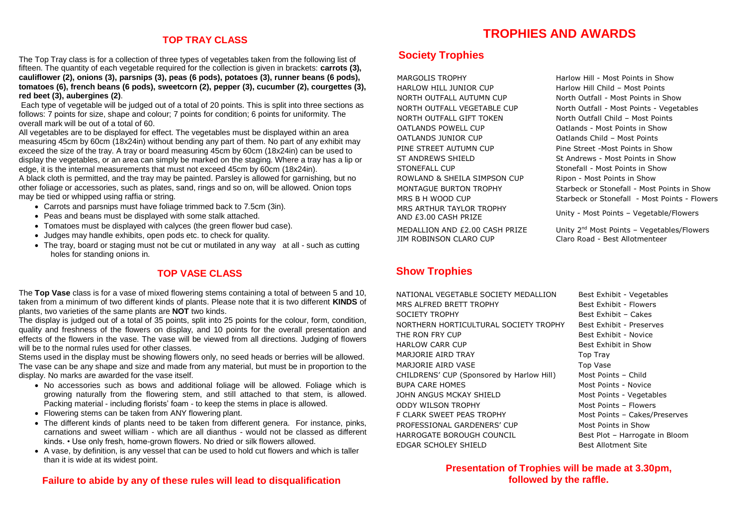## TOP TRAY CLASS

The Top Tray class is for a collection of three types of vegetables taken from the following list of fifteen. The quantity of each vegetable required for the collection is given in brackets: **carrots (3), cauliflower (2), onions (3), parsnips (3), peas (6 pods), potatoes (3), runner beans (6 pods), tomatoes (6), french beans (6 pods), sweetcorn (2), pepper (3), cucumber (2), courgettes (3), red beet (3), aubergines (2)**.

Each type of vegetable will be judged out of a total of 20 points. This is split into three sections as follows: 7 points for size, shape and colour; 7 points for condition; 6 points for uniformity. The overall mark will be out of a total of 60.

All vegetables are to be displayed for effect. The vegetables must be displayed within an area measuring 45cm by 60cm (18x24in) without bending any part of them. No part of any exhibit may exceed the size of the tray. A tray or board measuring 45cm by 60cm (18x24in) can be used to display the vegetables, or an area can simply be marked on the staging. Where a tray has a lip or edge, it is the internal measurements that must not exceed 45cm by 60cm (18x24in).

A black cloth is permitted, and the tray may be painted. Parsley is allowed for garnishing, but no other foliage or accessories, such as plates, sand, rings and so on, will be allowed. Onion tops may be tied or whipped using raffia or string.

- Carrots and parsnips must have foliage trimmed back to 7.5cm (3in).
- Peas and beans must be displayed with some stalk attached.
- Tomatoes must be displayed with calyces (the green flower bud case).
- Judges may handle exhibits, open pods etc. to check for quality.
- The tray, board or staging must not be cut or mutilated in any way at all - such as cutting holes for standing onions in.

## TOP VASE CLASS

The **Top Vase** class is for a vase of mixed flowering stems containing a total of between 5 and 10, taken from a minimum of two different kinds of plants. Please note that it is two different **KINDS** of plants, two varieties of the same plants are **NOT** two kinds.

The display is judged out of a total of 35 points, split into 25 points for the colour, form, condition, quality and freshness of the flowers on display, and 10 points for the overall presentation and effects of the flowers in the vase. The vase will be viewed from all directions. Judging of flowers will be to the normal rules used for other classes.

Stems used in the display must be showing flowers only, no seed heads or berries will be allowed. The vase can be any shape and size and made from any material, but must be in proportion to the display. No marks are awarded for the vase itself.

- No accessories such as bows and additional foliage will be allowed. Foliage which is growing naturally from the flowering stem, and still attached to that stem, is allowed. Packing material - including florists' foam - to keep the stems in place is allowed.
- Flowering stems can be taken from ANY flowering plant.
- The different kinds of plants need to be taken from different genera. For instance, pinks, carnations and sweet william - which are all dianthus - would not be classed as different kinds. • Use only fresh, home-grown flowers. No dried or silk flowers allowed.
- A vase, by definition, is any vessel that can be used to hold cut flowers and which is taller than it is wide at its widest point.

**Failure to abide by any of these rules will lead to disqualification**

# TROPHIES AND AWARDS

## Society Trophies

| | |
|---|---|
| MARGOLIS TROPHY | Harlow Hill - Most Points in Show |
| HARLOW HILL JUNIOR CUP | Harlow Hill Child – Most Points |
| NORTH OUTFALL AUTUMN CUP | North Outfall - Most Points in Show |
| NORTH OUTFALL VEGETABLE CUP | North Outfall - Most Points - Vegetables |
| NORTH OUTFALL GIFT TOKEN | North Outfall Child – Most Points |
| OATLANDS POWELL CUP | Oatlands - Most Points in Show |
| OATLANDS JUNIOR CUP | Oatlands Child – Most Points |
| PINE STREET AUTUMN CUP | Pine Street -Most Points in Show |
| ST ANDREWS SHIELD | St Andrews - Most Points in Show |
| STONEFALL CUP | Stonefall - Most Points in Show |
| ROWLAND & SHEILA SIMPSON CUP | Ripon - Most Points in Show |
| MONTAGUE BURTON TROPHY | Starbeck or Stonefall - Most Points in Show |
| MRS B H WOOD CUP | Starbeck or Stonefall - Most Points - Flowers |
| MRS ARTHUR TAYLOR TROPHY AND £3.00 CASH PRIZE | Unity - Most Points – Vegetable/Flowers |
| MEDALLION AND £2.00 CASH PRIZE | Unity 2nd Most Points – Vegetables/Flowers |
| JIM ROBINSON CLARO CUP | Claro Road - Best Allotmenteer |

## Show Trophies

| | |
|---|---|
| NATIONAL VEGETABLE SOCIETY MEDALLION | Best Exhibit - Vegetables |
| MRS ALFRED BRETT TROPHY | Best Exhibit - Flowers |
| SOCIETY TROPHY | Best Exhibit – Cakes |
| NORTHERN HORTICULTURAL SOCIETY TROPHY | Best Exhibit - Preserves |
| THE RON FRY CUP | Best Exhibit - Novice |
| HARLOW CARR CUP | Best Exhibit in Show |
| MARJORIE AIRD TRAY | Top Tray |
| MARJORIE AIRD VASE | Top Vase |
| CHILDRENS' CUP (Sponsored by Harlow Hill) | Most Points – Child |
| BUPA CARE HOMES | Most Points - Novice |
| JOHN ANGUS MCKAY SHIELD | Most Points - Vegetables |
| ODDY WILSON TROPHY | Most Points – Flowers |
| F CLARK SWEET PEAS TROPHY | Most Points – Cakes/Preserves |
| PROFESSIONAL GARDENERS' CUP | Most Points in Show |
| HARROGATE BOROUGH COUNCIL | Best Plot – Harrogate in Bloom |
| EDGAR SCHOLEY SHIELD | Best Allotment Site |

**Presentation of Trophies will be made at 3.30pm, followed by the raffle.**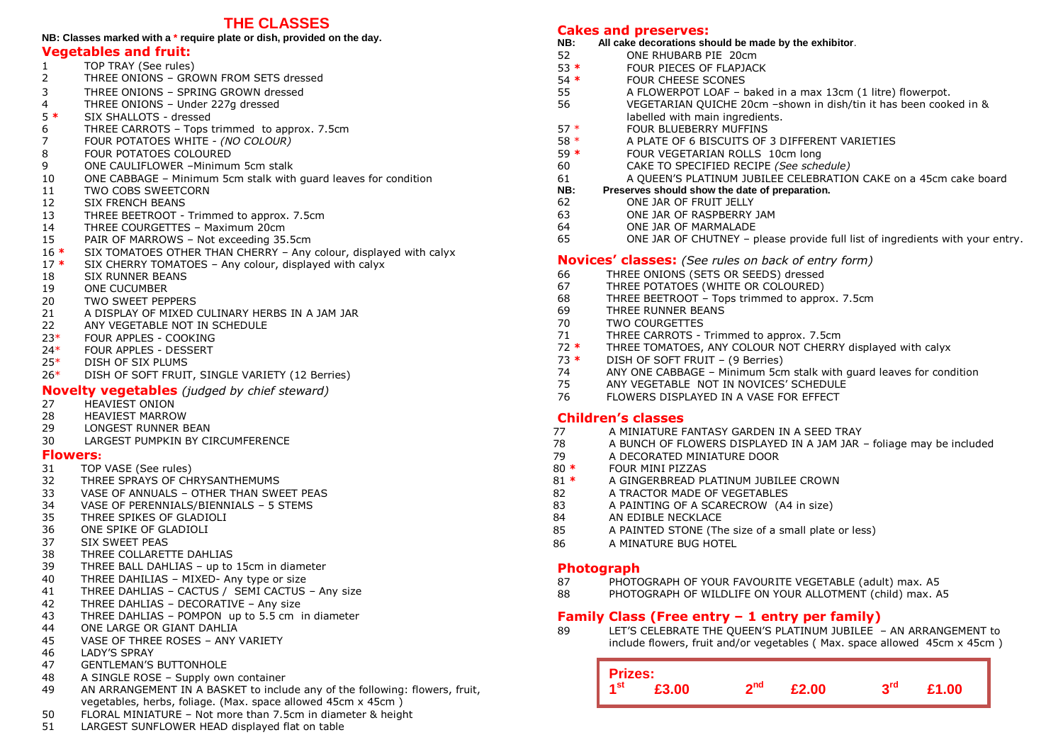# THE CLASSES

**NB: Classes marked with a * require plate or dish, provided on the day.**

## Vegetables and fruit:

1 TOP TRAY (See rules)
2 THREE ONIONS – GROWN FROM SETS dressed
3 THREE ONIONS – SPRING GROWN dressed
4 THREE ONIONS – Under 227g dressed
5 * SIX SHALLOTS - dressed
6 THREE CARROTS – Tops trimmed to approx. 7.5cm
7 FOUR POTATOES WHITE - *(NO COLOUR)*
8 FOUR POTATOES COLOURED
9 ONE CAULIFLOWER –Minimum 5cm stalk
10 ONE CABBAGE – Minimum 5cm stalk with guard leaves for condition
11 TWO COBS SWEETCORN
12 SIX FRENCH BEANS
13 THREE BEETROOT - Trimmed to approx. 7.5cm
14 THREE COURGETTES – Maximum 20cm
15 PAIR OF MARROWS – Not exceeding 35.5cm
16 * SIX TOMATOES OTHER THAN CHERRY – Any colour, displayed with calyx
17 * SIX CHERRY TOMATOES – Any colour, displayed with calyx
18 SIX RUNNER BEANS
19 ONE CUCUMBER
20 TWO SWEET PEPPERS
21 A DISPLAY OF MIXED CULINARY HERBS IN A JAM JAR
22 ANY VEGETABLE NOT IN SCHEDULE
23* FOUR APPLES - COOKING
24* FOUR APPLES - DESSERT
25* DISH OF SIX PLUMS
26* DISH OF SOFT FRUIT, SINGLE VARIETY (12 Berries)

## Novelty vegetables *(judged by chief steward)*

27 HEAVIEST ONION
28 HEAVIEST MARROW
29 LONGEST RUNNER BEAN
30 LARGEST PUMPKIN BY CIRCUMFERENCE

## Flowers:

31 TOP VASE (See rules)
32 THREE SPRAYS OF CHRYSANTHEMUMS
33 VASE OF ANNUALS – OTHER THAN SWEET PEAS
34 VASE OF PERENNIALS/BIENNIALS – 5 STEMS
35 THREE SPIKES OF GLADIOLI
36 ONE SPIKE OF GLADIOLI
37 SIX SWEET PEAS
38 THREE COLLARETTE DAHLIAS
39 THREE BALL DAHLIAS – up to 15cm in diameter
40 THREE DAHILIAS – MIXED- Any type or size
41 THREE DAHLIAS – CACTUS / SEMI CACTUS – Any size
42 THREE DAHLIAS – DECORATIVE – Any size
43 THREE DAHLIAS – POMPON up to 5.5 cm in diameter
44 ONE LARGE OR GIANT DAHLIA
45 VASE OF THREE ROSES – ANY VARIETY
46 LADY'S SPRAY
47 GENTLEMAN'S BUTTONHOLE
48 A SINGLE ROSE – Supply own container
49 AN ARRANGEMENT IN A BASKET to include any of the following: flowers, fruit, vegetables, herbs, foliage. (Max. space allowed 45cm x 45cm )
50 FLORAL MINIATURE – Not more than 7.5cm in diameter & height
51 LARGEST SUNFLOWER HEAD displayed flat on table

## Cakes and preserves:

**NB: All cake decorations should be made by the exhibitor**.

52 ONE RHUBARB PIE 20cm
53 * FOUR PIECES OF FLAPJACK
54 * FOUR CHEESE SCONES
55 A FLOWERPOT LOAF – baked in a max 13cm (1 litre) flowerpot.
56 VEGETARIAN QUICHE 20cm –shown in dish/tin it has been cooked in & labelled with main ingredients.
57 * FOUR BLUEBERRY MUFFINS
58 * A PLATE OF 6 BISCUITS OF 3 DIFFERENT VARIETIES
59 * FOUR VEGETARIAN ROLLS 10cm long
60 CAKE TO SPECIFIED RECIPE *(See schedule)*
61 A QUEEN'S PLATINUM JUBILEE CELEBRATION CAKE on a 45cm cake board

**NB: Preserves should show the date of preparation.**

62 ONE JAR OF FRUIT JELLY
63 ONE JAR OF RASPBERRY JAM
64 ONE JAR OF MARMALADE
65 ONE JAR OF CHUTNEY – please provide full list of ingredients with your entry.

## Novices' classes: *(See rules on back of entry form)*

66 THREE ONIONS (SETS OR SEEDS) dressed
67 THREE POTATOES (WHITE OR COLOURED)
68 THREE BEETROOT – Tops trimmed to approx. 7.5cm
69 THREE RUNNER BEANS
70 TWO COURGETTES
71 THREE CARROTS - Trimmed to approx. 7.5cm
72 * THREE TOMATOES, ANY COLOUR NOT CHERRY displayed with calyx
73 * DISH OF SOFT FRUIT – (9 Berries)
74 ANY ONE CABBAGE – Minimum 5cm stalk with guard leaves for condition
75 ANY VEGETABLE NOT IN NOVICES' SCHEDULE
76 FLOWERS DISPLAYED IN A VASE FOR EFFECT

## Children's classes

77 A MINIATURE FANTASY GARDEN IN A SEED TRAY
78 A BUNCH OF FLOWERS DISPLAYED IN A JAM JAR – foliage may be included
79 A DECORATED MINIATURE DOOR
80 * FOUR MINI PIZZAS
81 * A GINGERBREAD PLATINUM JUBILEE CROWN
82 A TRACTOR MADE OF VEGETABLES
83 A PAINTING OF A SCARECROW (A4 in size)
84 AN EDIBLE NECKLACE
85 A PAINTED STONE (The size of a small plate or less)
86 A MINATURE BUG HOTEL

## Photograph

87 PHOTOGRAPH OF YOUR FAVOURITE VEGETABLE (adult) max. A5
88 PHOTOGRAPH OF WILDLIFE ON YOUR ALLOTMENT (child) max. A5

## Family Class (Free entry – 1 entry per family)

89 LET'S CELEBRATE THE QUEEN'S PLATINUM JUBILEE – AN ARRANGEMENT to include flowers, fruit and/or vegetables ( Max. space allowed 45cm x 45cm )

**Prizes:**
**1st £3.00  2nd £2.00  3rd £1.00**